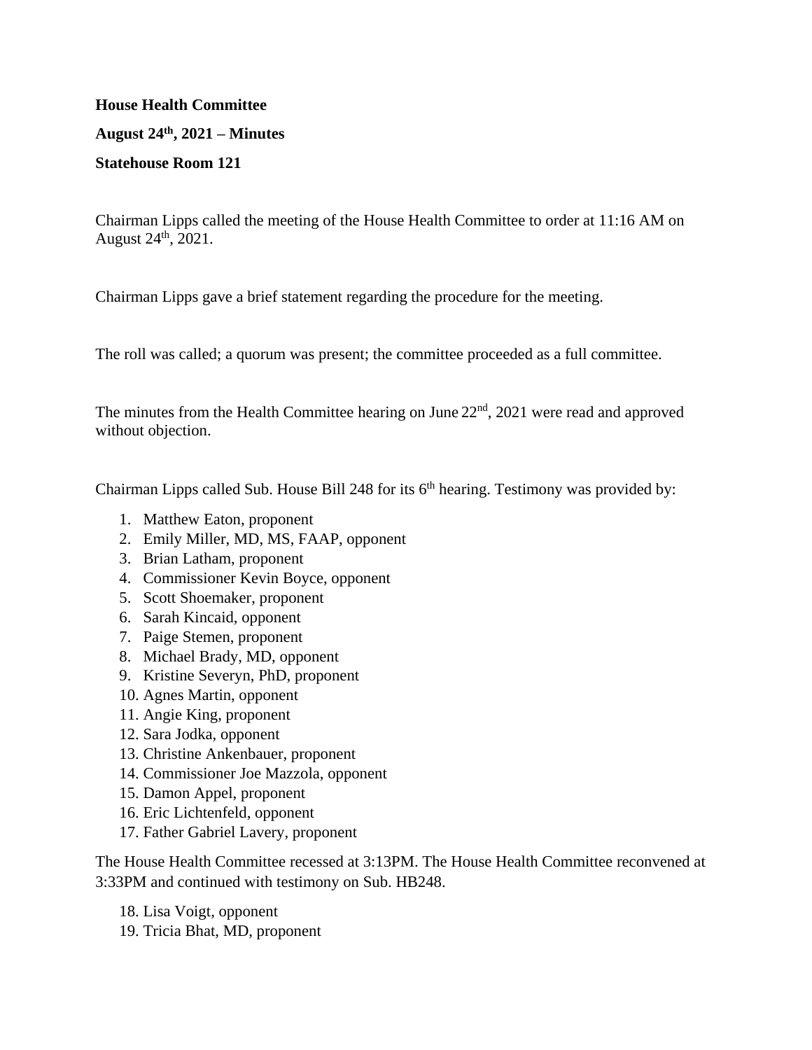**House Health Committee**

**August 24th, 2021 – Minutes**

**Statehouse Room 121**

Chairman Lipps called the meeting of the House Health Committee to order at 11:16 AM on August 24th, 2021.

Chairman Lipps gave a brief statement regarding the procedure for the meeting.

The roll was called; a quorum was present; the committee proceeded as a full committee.

The minutes from the Health Committee hearing on June 22nd, 2021 were read and approved without objection.

Chairman Lipps called Sub. House Bill 248 for its 6th hearing. Testimony was provided by:

1. Matthew Eaton, proponent
2. Emily Miller, MD, MS, FAAP, opponent
3. Brian Latham, proponent
4. Commissioner Kevin Boyce, opponent
5. Scott Shoemaker, proponent
6. Sarah Kincaid, opponent
7. Paige Stemen, proponent
8. Michael Brady, MD, opponent
9. Kristine Severyn, PhD, proponent
10. Agnes Martin, opponent
11. Angie King, proponent
12. Sara Jodka, opponent
13. Christine Ankenbauer, proponent
14. Commissioner Joe Mazzola, opponent
15. Damon Appel, proponent
16. Eric Lichtenfeld, opponent
17. Father Gabriel Lavery, proponent

The House Health Committee recessed at 3:13PM. The House Health Committee reconvened at 3:33PM and continued with testimony on Sub. HB248.

18. Lisa Voigt, opponent
19. Tricia Bhat, MD, proponent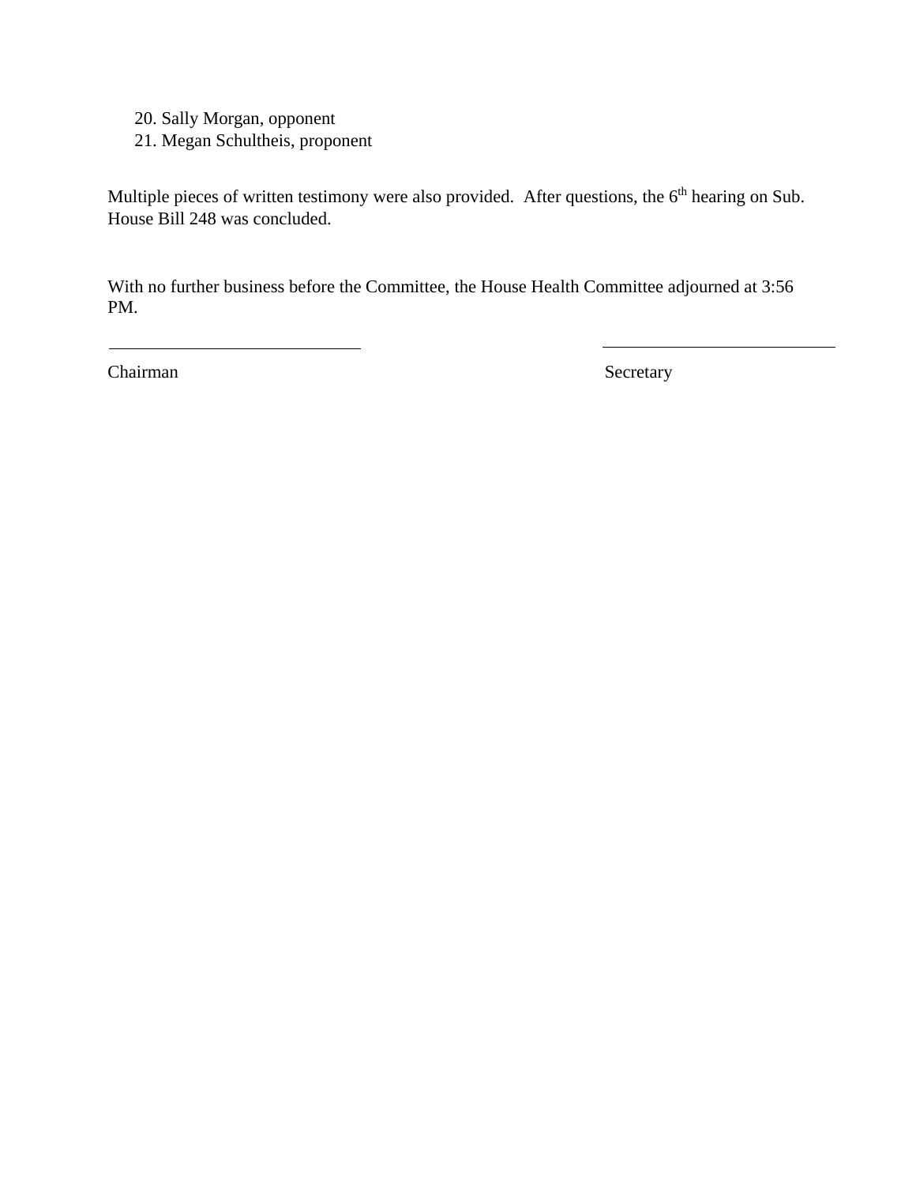20. Sally Morgan, opponent
21. Megan Schultheis, proponent

Multiple pieces of written testimony were also provided. After questions, the 6th hearing on Sub. House Bill 248 was concluded.

With no further business before the Committee, the House Health Committee adjourned at 3:56 PM.

Chairman

Secretary